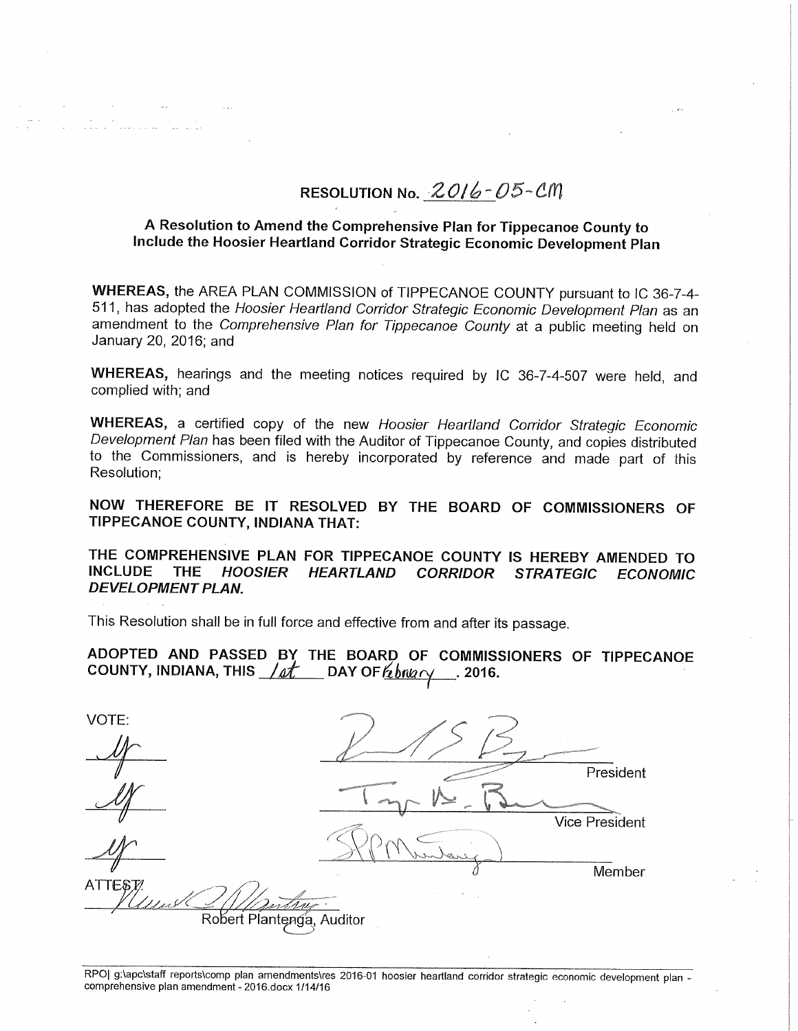# RESOLUTION No. 2016-05-CM

## A Resolution to Amend the Comprehensive Plan for Tippecanoe County to Include the Hoosier Heartland Corridor Strategic Economic Development Plan

**WHEREAS,** the AREA PLAN COMMISSION of TIPPECANOE COUNTY pursuant to IC 36-7-4-511, has adopted the *Hoosier Heartland Corridor Strategic Economic Development Plan* as an amendment to the *Comprehensive Plan for Tippecanoe County* at a public meeting held on January 20, 2016; and

**WHEREAS,** hearings and the meeting notices required by IC 36-7-4-507 were held, and complied with; and

**WHEREAS,** a certified copy of the new *Hoosier Heartland Corridor Strategic Economic Development Plan* has been filed with the Auditor of Tippecanoe County, and copies distributed to the Commissioners, and is hereby incorporated by reference and made part of this Resolution;

**NOW THEREFORE BE IT RESOLVED BY THE BOARD OF COMMISSIONERS OF TIPPECANOE COUNTY, INDIANA THAT:**

**THE COMPREHENSIVE PLAN FOR TIPPECANOE COUNTY IS HEREBY AMENDED TO INCLUDE THE *HOOSIER HEARTLAND CORRIDOR STRATEGIC ECONOMIC DEVELOPMENT PLAN.***

This Resolution shall be in full force and effective from and after its passage.

**ADOPTED AND PASSED BY THE BOARD OF COMMISSIONERS OF TIPPECANOE COUNTY, INDIANA, THIS 1st DAY OF February, 2016.**

VOTE:

| | |
|---|---|
| Ay | President |
| Ay | Vice President |
| Ay | Member |

ATTEST:

Robert Plantenga, Auditor

RPO| g:\apc\staff reports\comp plan amendments\res 2016-01 hoosier heartland corridor strategic economic development plan - comprehensive plan amendment - 2016.docx 1/14/16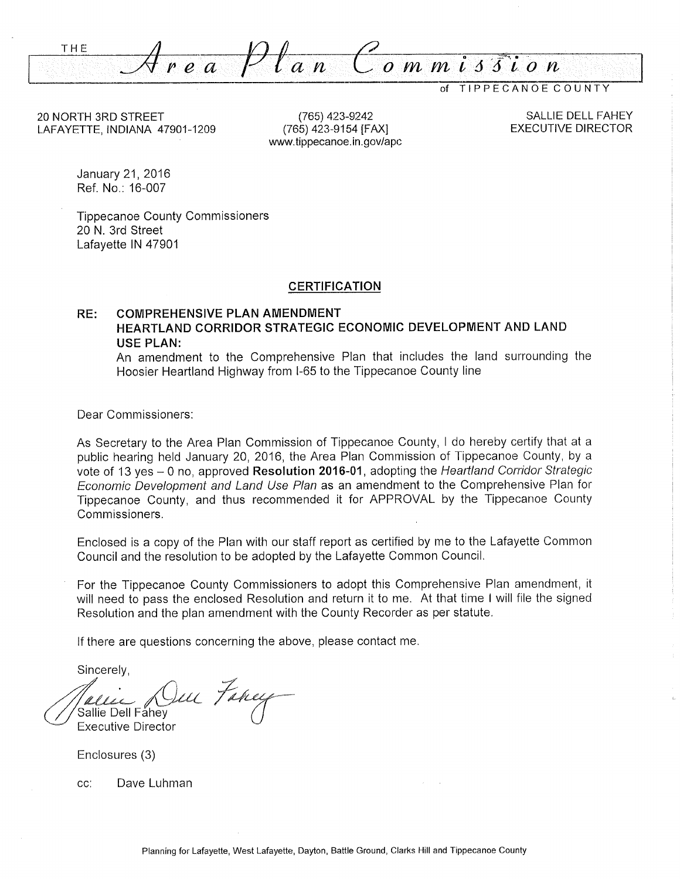THE *Area Plan Commission* of TIPPECANOE COUNTY

20 NORTH 3RD STREET
LAFAYETTE, INDIANA 47901-1209

(765) 423-9242
(765) 423-9154 [FAX]
www.tippecanoe.in.gov/apc

SALLIE DELL FAHEY
EXECUTIVE DIRECTOR

January 21, 2016
Ref. No.: 16-007

Tippecanoe County Commissioners
20 N. 3rd Street
Lafayette IN 47901

## CERTIFICATION

**RE: COMPREHENSIVE PLAN AMENDMENT**
**HEARTLAND CORRIDOR STRATEGIC ECONOMIC DEVELOPMENT AND LAND USE PLAN:**
An amendment to the Comprehensive Plan that includes the land surrounding the Hoosier Heartland Highway from I-65 to the Tippecanoe County line

Dear Commissioners:

As Secretary to the Area Plan Commission of Tippecanoe County, I do hereby certify that at a public hearing held January 20, 2016, the Area Plan Commission of Tippecanoe County, by a vote of 13 yes – 0 no, approved **Resolution 2016-01**, adopting the *Heartland Corridor Strategic Economic Development and Land Use Plan* as an amendment to the Comprehensive Plan for Tippecanoe County, and thus recommended it for APPROVAL by the Tippecanoe County Commissioners.

Enclosed is a copy of the Plan with our staff report as certified by me to the Lafayette Common Council and the resolution to be adopted by the Lafayette Common Council.

For the Tippecanoe County Commissioners to adopt this Comprehensive Plan amendment, it will need to pass the enclosed Resolution and return it to me. At that time I will file the signed Resolution and the plan amendment with the County Recorder as per statute.

If there are questions concerning the above, please contact me.

Sincerely,

Sallie Dell Fahey
Executive Director

Enclosures (3)

cc: Dave Luhman

Planning for Lafayette, West Lafayette, Dayton, Battle Ground, Clarks Hill and Tippecanoe County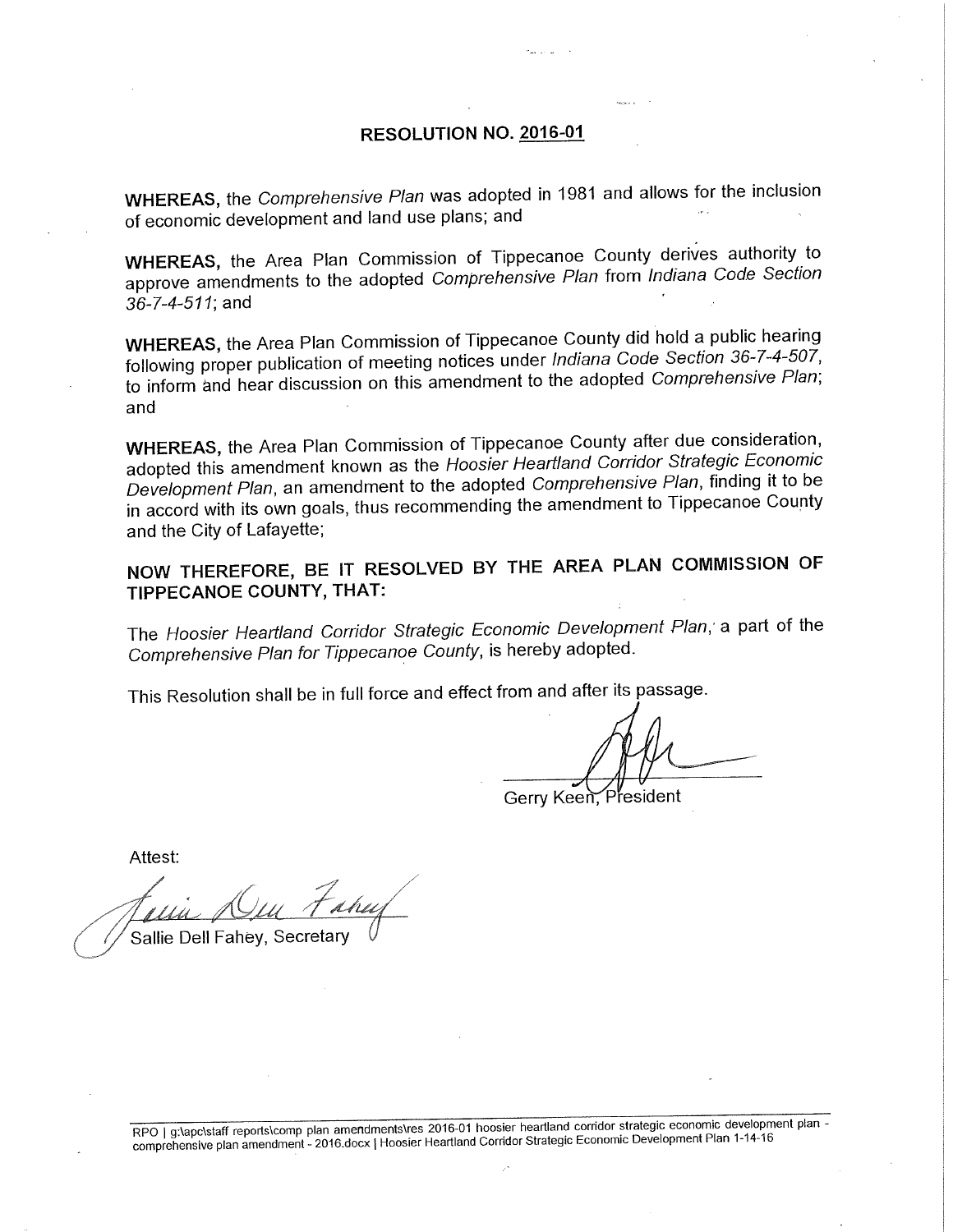# RESOLUTION NO. 2016-01

**WHEREAS,** the *Comprehensive Plan* was adopted in 1981 and allows for the inclusion of economic development and land use plans; and

**WHEREAS,** the Area Plan Commission of Tippecanoe County derives authority to approve amendments to the adopted *Comprehensive Plan* from *Indiana Code Section 36-7-4-511*; and

**WHEREAS,** the Area Plan Commission of Tippecanoe County did hold a public hearing following proper publication of meeting notices under *Indiana Code Section 36-7-4-507*, to inform and hear discussion on this amendment to the adopted *Comprehensive Plan*; and

**WHEREAS,** the Area Plan Commission of Tippecanoe County after due consideration, adopted this amendment known as the *Hoosier Heartland Corridor Strategic Economic Development Plan*, an amendment to the adopted *Comprehensive Plan*, finding it to be in accord with its own goals, thus recommending the amendment to Tippecanoe County and the City of Lafayette;

**NOW THEREFORE, BE IT RESOLVED BY THE AREA PLAN COMMISSION OF TIPPECANOE COUNTY, THAT:**

The *Hoosier Heartland Corridor Strategic Economic Development Plan*, a part of the *Comprehensive Plan for Tippecanoe County*, is hereby adopted.

This Resolution shall be in full force and effect from and after its passage.

Gerry Keen, President

Attest:

Sallie Dell Fahey, Secretary

RPO | g:\apc\staff reports\comp plan amendments\res 2016-01 hoosier heartland corridor strategic economic development plan - comprehensive plan amendment - 2016.docx | Hoosier Heartland Corridor Strategic Economic Development Plan 1-14-16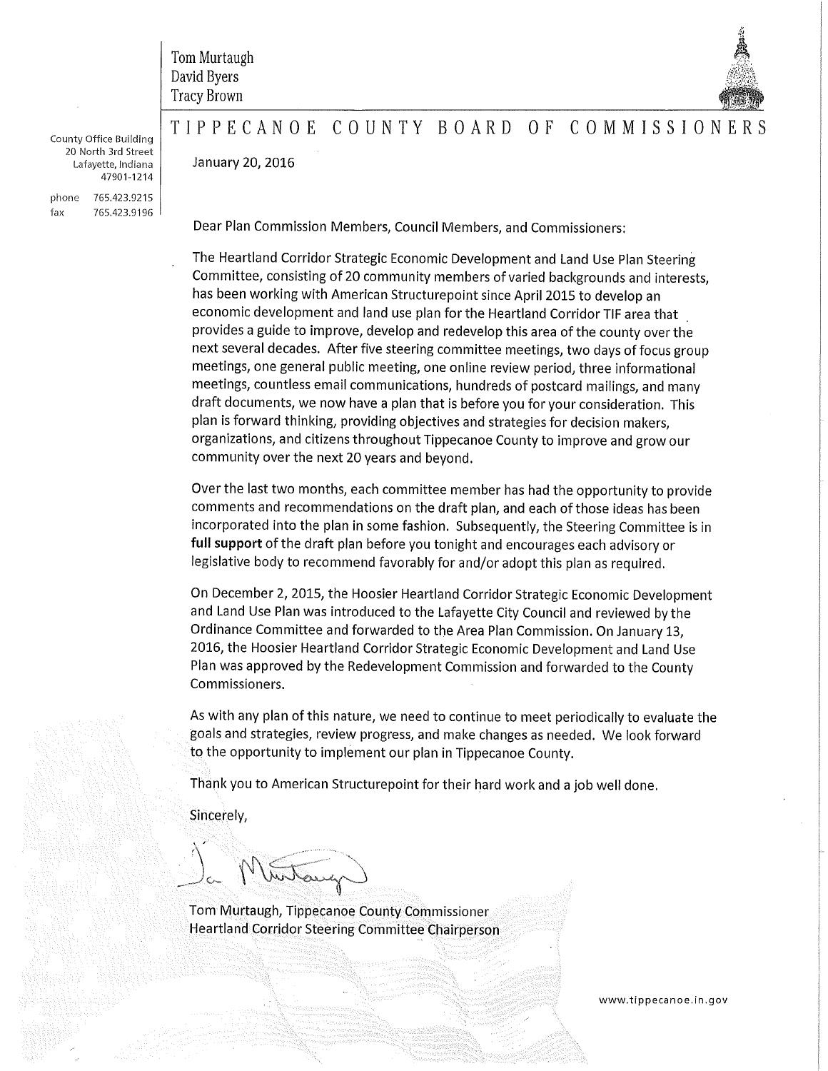Tom Murtaugh
David Byers
Tracy Brown

# TIPPECANOE COUNTY BOARD OF COMMISSIONERS

County Office Building
20 North 3rd Street
Lafayette, Indiana
47901-1214

phone 765.423.9215
fax 765.423.9196

January 20, 2016

Dear Plan Commission Members, Council Members, and Commissioners:

The Heartland Corridor Strategic Economic Development and Land Use Plan Steering Committee, consisting of 20 community members of varied backgrounds and interests, has been working with American Structurepoint since April 2015 to develop an economic development and land use plan for the Heartland Corridor TIF area that provides a guide to improve, develop and redevelop this area of the county over the next several decades. After five steering committee meetings, two days of focus group meetings, one general public meeting, one online review period, three informational meetings, countless email communications, hundreds of postcard mailings, and many draft documents, we now have a plan that is before you for your consideration. This plan is forward thinking, providing objectives and strategies for decision makers, organizations, and citizens throughout Tippecanoe County to improve and grow our community over the next 20 years and beyond.

Over the last two months, each committee member has had the opportunity to provide comments and recommendations on the draft plan, and each of those ideas has been incorporated into the plan in some fashion. Subsequently, the Steering Committee is in **full support** of the draft plan before you tonight and encourages each advisory or legislative body to recommend favorably for and/or adopt this plan as required.

On December 2, 2015, the Hoosier Heartland Corridor Strategic Economic Development and Land Use Plan was introduced to the Lafayette City Council and reviewed by the Ordinance Committee and forwarded to the Area Plan Commission. On January 13, 2016, the Hoosier Heartland Corridor Strategic Economic Development and Land Use Plan was approved by the Redevelopment Commission and forwarded to the County Commissioners.

As with any plan of this nature, we need to continue to meet periodically to evaluate the goals and strategies, review progress, and make changes as needed. We look forward to the opportunity to implement our plan in Tippecanoe County.

Thank you to American Structurepoint for their hard work and a job well done.

Sincerely,

Tom Murtaugh, Tippecanoe County Commissioner
Heartland Corridor Steering Committee Chairperson

www.tippecanoe.in.gov